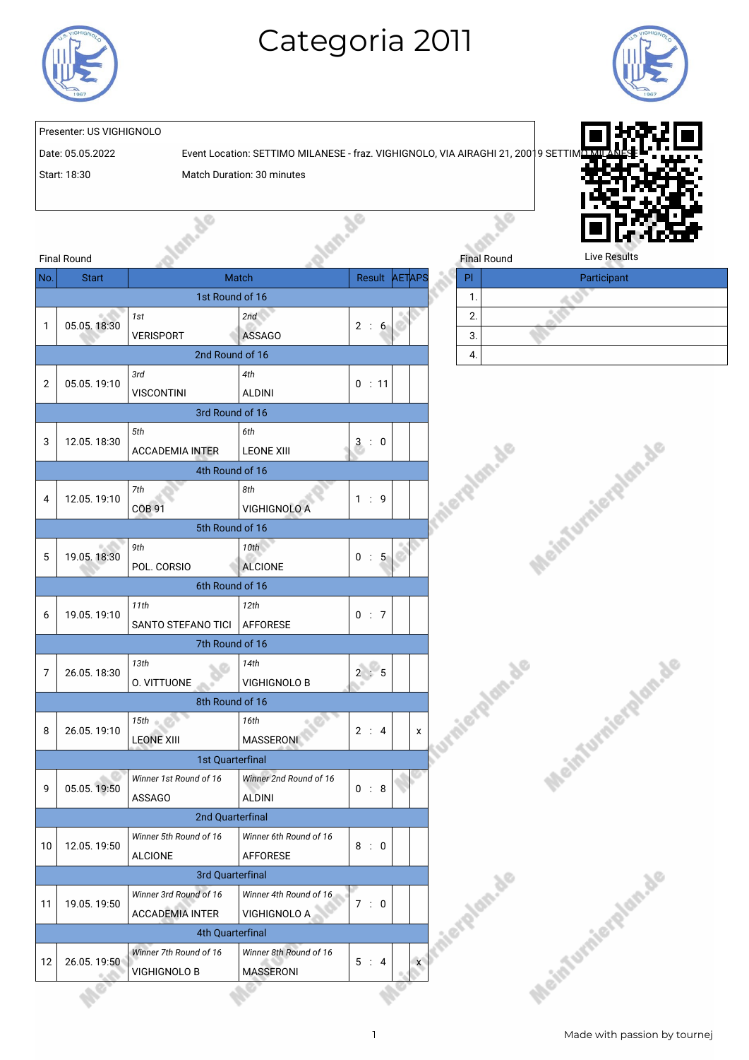# Categoria 2011

Presenter: US VIGHIGNOLO

Date: 05.05.2022 Event Location: SETTIMO MILANESE - fraz. VIGHIGNOLO, VIA AIRAGHI 21, 20019 SETTIMO MILANESE

Start: 18:30 Match Duration: 30 minutes

Live Results

Final Round

| No. | Start | Match | | Result | AET | APS |
|---|---|---|---|---|---|---|
| | | 1st Round of 16 | | | | |
| 1 | 05.05. 18:30 | *1st* VERISPORT | *2nd* ASSAGO | 2 : 6 | | |
| | | 2nd Round of 16 | | | | |
| 2 | 05.05. 19:10 | *3rd* VISCONTINI | *4th* ALDINI | 0 : 11 | | |
| | | 3rd Round of 16 | | | | |
| 3 | 12.05. 18:30 | *5th* ACCADEMIA INTER | *6th* LEONE XIII | 3 : 0 | | |
| | | 4th Round of 16 | | | | |
| 4 | 12.05. 19:10 | *7th* COB 91 | *8th* VIGHIGNOLO A | 1 : 9 | | |
| | | 5th Round of 16 | | | | |
| 5 | 19.05. 18:30 | *9th* POL. CORSIO | *10th* ALCIONE | 0 : 5 | | |
| | | 6th Round of 16 | | | | |
| 6 | 19.05. 19:10 | *11th* SANTO STEFANO TICI | *12th* AFFORESE | 0 : 7 | | |
| | | 7th Round of 16 | | | | |
| 7 | 26.05. 18:30 | *13th* O. VITTUONE | *14th* VIGHIGNOLO B | 2 : 5 | | |
| | | 8th Round of 16 | | | | |
| 8 | 26.05. 19:10 | *15th* LEONE XIII | *16th* MASSERONI | 2 : 4 | | x |
| | | 1st Quarterfinal | | | | |
| 9 | 05.05. 19:50 | *Winner 1st Round of 16* ASSAGO | *Winner 2nd Round of 16* ALDINI | 0 : 8 | | |
| | | 2nd Quarterfinal | | | | |
| 10 | 12.05. 19:50 | *Winner 5th Round of 16* ALCIONE | *Winner 6th Round of 16* AFFORESE | 8 : 0 | | |
| | | 3rd Quarterfinal | | | | |
| 11 | 19.05. 19:50 | *Winner 3rd Round of 16* ACCADEMIA INTER | *Winner 4th Round of 16* VIGHIGNOLO A | 7 : 0 | | |
| | | 4th Quarterfinal | | | | |
| 12 | 26.05. 19:50 | *Winner 7th Round of 16* VIGHIGNOLO B | *Winner 8th Round of 16* MASSERONI | 5 : 4 | | x |

Final Round

| Pl | Participant |
|---|---|
| 1. | |
| 2. | |
| 3. | |
| 4. | |

Made with passion by tournej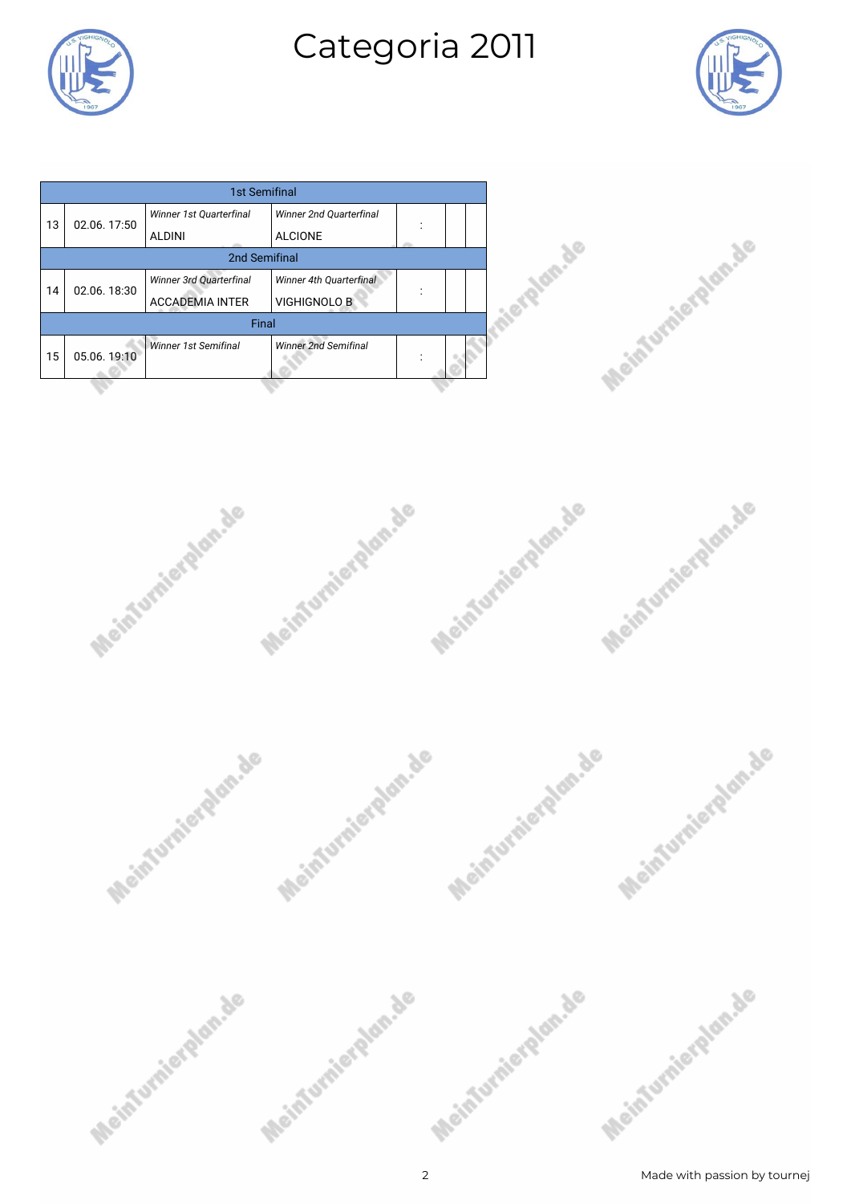# Categoria 2011

| | | | | | | |
|---|---|---|---|---|---|---|
| **1st Semifinal** | | | | | | |
| 13 | 02.06. 17:50 | *Winner 1st Quarterfinal* ALDINI | *Winner 2nd Quarterfinal* ALCIONE | : | | |
| **2nd Semifinal** | | | | | | |
| 14 | 02.06. 18:30 | *Winner 3rd Quarterfinal* ACCADEMIA INTER | *Winner 4th Quarterfinal* VIGHIGNOLO B | : | | |
| **Final** | | | | | | |
| 15 | 05.06. 19:10 | *Winner 1st Semifinal* | *Winner 2nd Semifinal* | : | | |

Made with passion by tournej